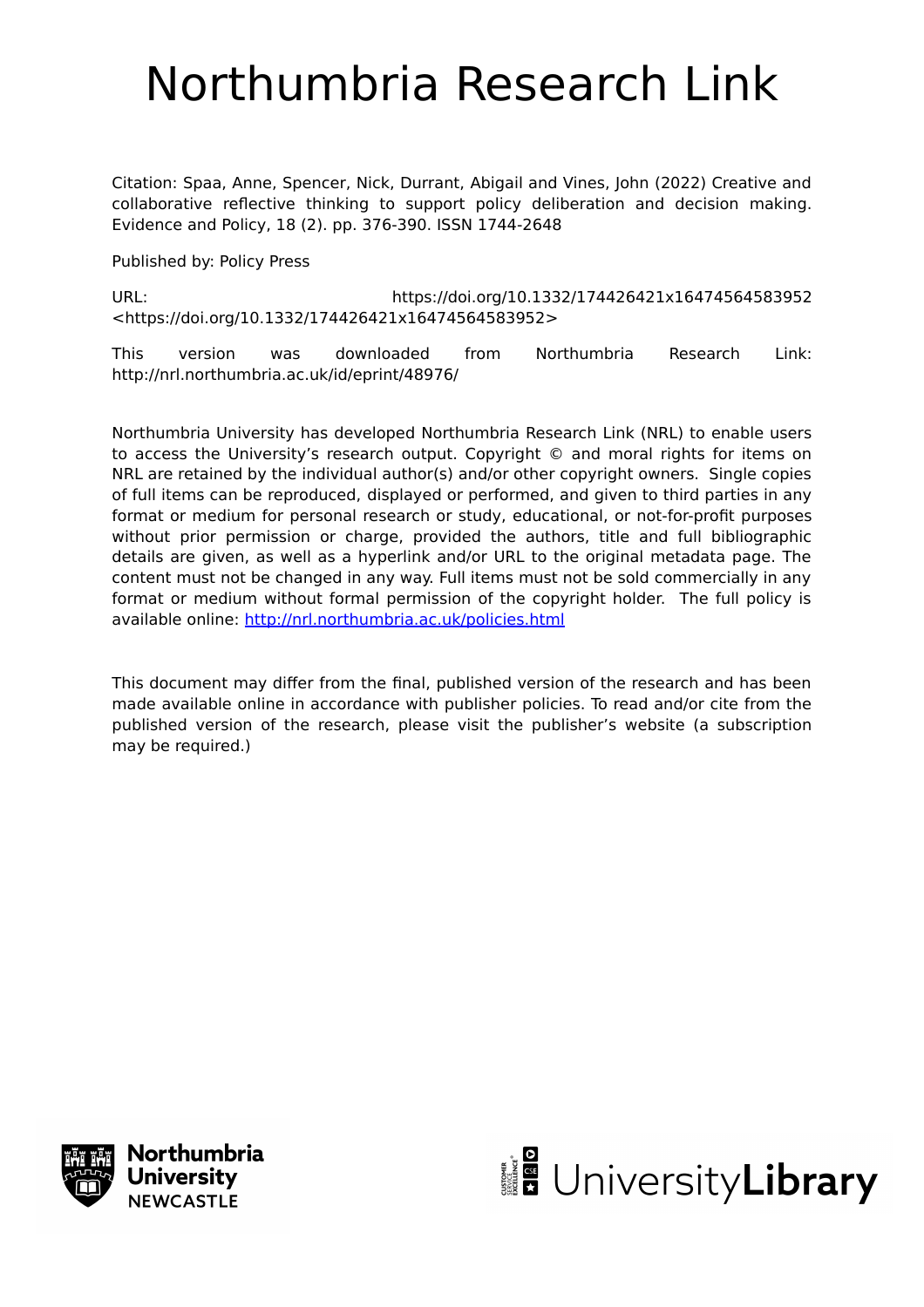# Northumbria Research Link

Citation: Spaa, Anne, Spencer, Nick, Durrant, Abigail and Vines, John (2022) Creative and collaborative reflective thinking to support policy deliberation and decision making. Evidence and Policy, 18 (2). pp. 376-390. ISSN 1744-2648

Published by: Policy Press

URL: https://doi.org/10.1332/174426421x16474564583952 <https://doi.org/10.1332/174426421x16474564583952>

This version was downloaded from Northumbria Research Link: http://nrl.northumbria.ac.uk/id/eprint/48976/

Northumbria University has developed Northumbria Research Link (NRL) to enable users to access the University's research output. Copyright © and moral rights for items on NRL are retained by the individual author(s) and/or other copyright owners. Single copies of full items can be reproduced, displayed or performed, and given to third parties in any format or medium for personal research or study, educational, or not-for-profit purposes without prior permission or charge, provided the authors, title and full bibliographic details are given, as well as a hyperlink and/or URL to the original metadata page. The content must not be changed in any way. Full items must not be sold commercially in any format or medium without formal permission of the copyright holder. The full policy is available online: http://nrl.northumbria.ac.uk/policies.html

This document may differ from the final, published version of the research and has been made available online in accordance with publisher policies. To read and/or cite from the published version of the research, please visit the publisher's website (a subscription may be required.)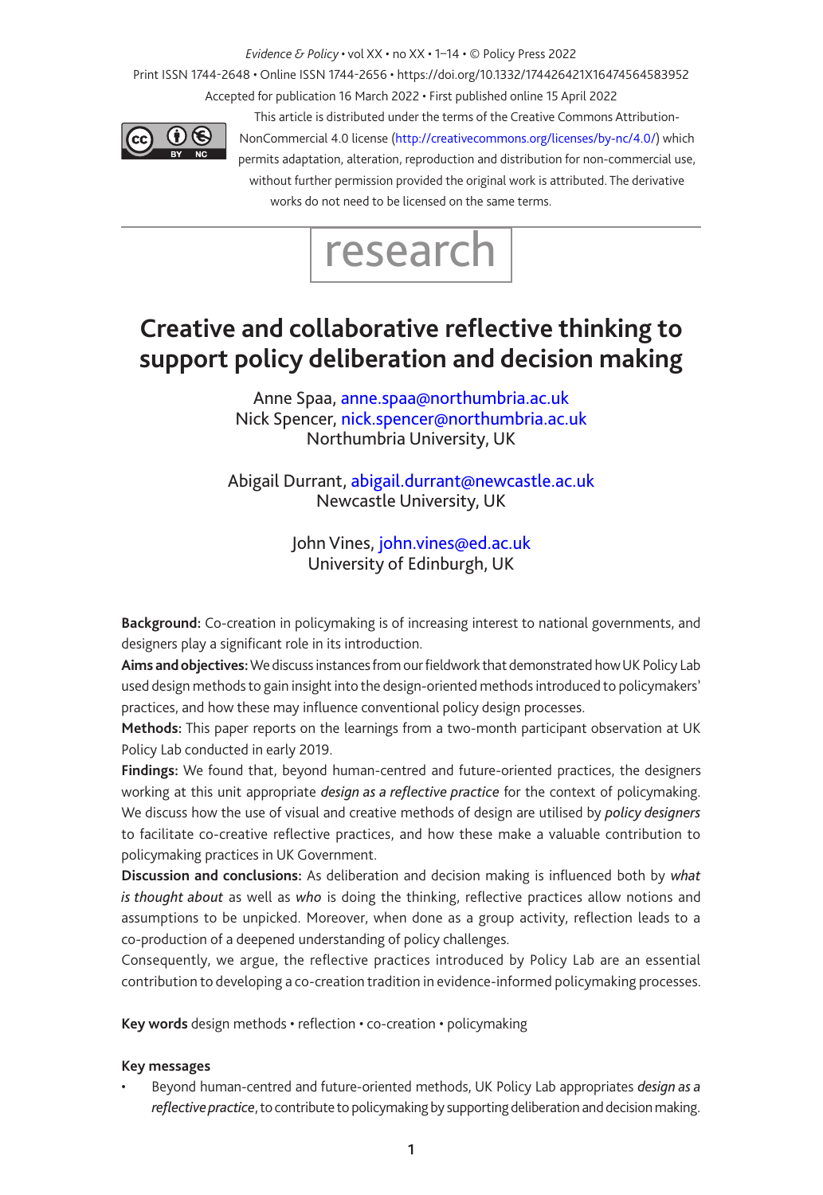This article is distributed under the terms of the Creative Commons Attribution-NonCommercial 4.0 license (http://creativecommons.org/licenses/by-nc/4.0/) which permits adaptation, alteration, reproduction and distribution for non-commercial use, without further permission provided the original work is attributed. The derivative works do not need to be licensed on the same terms.

research

# Creative and collaborative reflective thinking to support policy deliberation and decision making

Anne Spaa, anne.spaa@northumbria.ac.uk
Nick Spencer, nick.spencer@northumbria.ac.uk
Northumbria University, UK

Abigail Durrant, abigail.durrant@newcastle.ac.uk
Newcastle University, UK

John Vines, john.vines@ed.ac.uk
University of Edinburgh, UK

**Background:** Co-creation in policymaking is of increasing interest to national governments, and designers play a significant role in its introduction.

**Aims and objectives:** We discuss instances from our fieldwork that demonstrated how UK Policy Lab used design methods to gain insight into the design-oriented methods introduced to policymakers' practices, and how these may influence conventional policy design processes.

**Methods:** This paper reports on the learnings from a two-month participant observation at UK Policy Lab conducted in early 2019.

**Findings:** We found that, beyond human-centred and future-oriented practices, the designers working at this unit appropriate *design as a reflective practice* for the context of policymaking. We discuss how the use of visual and creative methods of design are utilised by *policy designers* to facilitate co-creative reflective practices, and how these make a valuable contribution to policymaking practices in UK Government.

**Discussion and conclusions:** As deliberation and decision making is influenced both by *what is thought about* as well as *who* is doing the thinking, reflective practices allow notions and assumptions to be unpicked. Moreover, when done as a group activity, reflection leads to a co-production of a deepened understanding of policy challenges.

Consequently, we argue, the reflective practices introduced by Policy Lab are an essential contribution to developing a co-creation tradition in evidence-informed policymaking processes.

**Key words** design methods • reflection • co-creation • policymaking

**Key messages**

- Beyond human-centred and future-oriented methods, UK Policy Lab appropriates *design as a reflective practice*, to contribute to policymaking by supporting deliberation and decision making.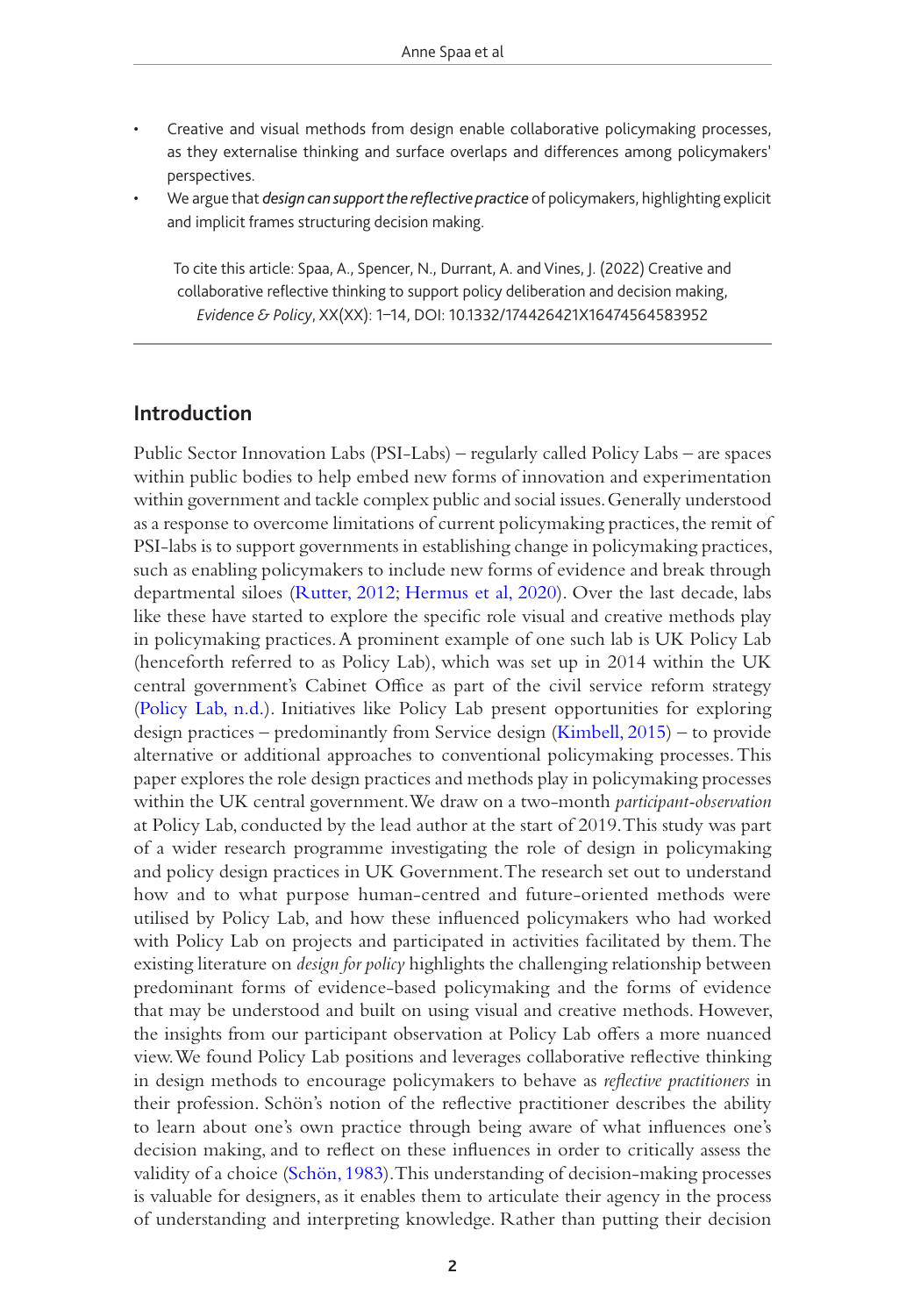- Creative and visual methods from design enable collaborative policymaking processes, as they externalise thinking and surface overlaps and differences among policymakers' perspectives.
- We argue that *design can support the reflective practice* of policymakers, highlighting explicit and implicit frames structuring decision making.

To cite this article: Spaa, A., Spencer, N., Durrant, A. and Vines, J. (2022) Creative and collaborative reflective thinking to support policy deliberation and decision making, *Evidence & Policy*, XX(XX): 1–14, DOI: 10.1332/174426421X16474564583952

## Introduction

Public Sector Innovation Labs (PSI-Labs) – regularly called Policy Labs – are spaces within public bodies to help embed new forms of innovation and experimentation within government and tackle complex public and social issues. Generally understood as a response to overcome limitations of current policymaking practices, the remit of PSI-labs is to support governments in establishing change in policymaking practices, such as enabling policymakers to include new forms of evidence and break through departmental siloes (Rutter, 2012; Hermus et al, 2020). Over the last decade, labs like these have started to explore the specific role visual and creative methods play in policymaking practices. A prominent example of one such lab is UK Policy Lab (henceforth referred to as Policy Lab), which was set up in 2014 within the UK central government's Cabinet Office as part of the civil service reform strategy (Policy Lab, n.d.). Initiatives like Policy Lab present opportunities for exploring design practices – predominantly from Service design (Kimbell, 2015) – to provide alternative or additional approaches to conventional policymaking processes. This paper explores the role design practices and methods play in policymaking processes within the UK central government. We draw on a two-month *participant-observation* at Policy Lab, conducted by the lead author at the start of 2019. This study was part of a wider research programme investigating the role of design in policymaking and policy design practices in UK Government. The research set out to understand how and to what purpose human-centred and future-oriented methods were utilised by Policy Lab, and how these influenced policymakers who had worked with Policy Lab on projects and participated in activities facilitated by them. The existing literature on *design for policy* highlights the challenging relationship between predominant forms of evidence-based policymaking and the forms of evidence that may be understood and built on using visual and creative methods. However, the insights from our participant observation at Policy Lab offers a more nuanced view. We found Policy Lab positions and leverages collaborative reflective thinking in design methods to encourage policymakers to behave as *reflective practitioners* in their profession. Schön's notion of the reflective practitioner describes the ability to learn about one's own practice through being aware of what influences one's decision making, and to reflect on these influences in order to critically assess the validity of a choice (Schön, 1983). This understanding of decision-making processes is valuable for designers, as it enables them to articulate their agency in the process of understanding and interpreting knowledge. Rather than putting their decision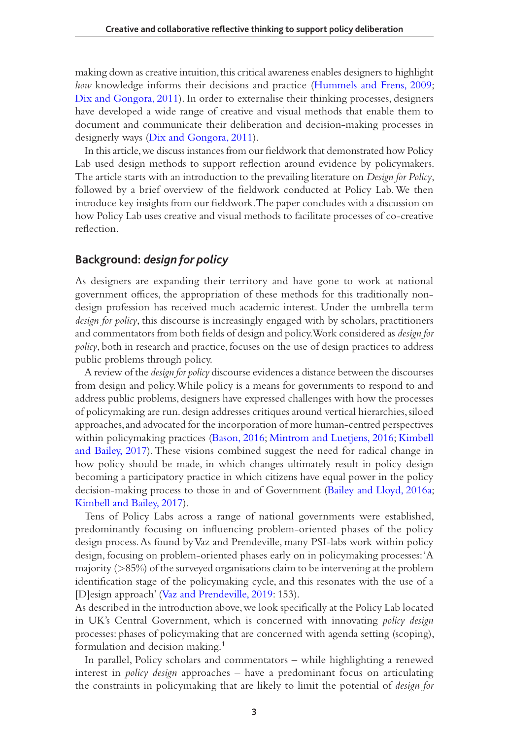making down as creative intuition, this critical awareness enables designers to highlight *how* knowledge informs their decisions and practice (Hummels and Frens, 2009; Dix and Gongora, 2011). In order to externalise their thinking processes, designers have developed a wide range of creative and visual methods that enable them to document and communicate their deliberation and decision-making processes in designerly ways (Dix and Gongora, 2011).

In this article, we discuss instances from our fieldwork that demonstrated how Policy Lab used design methods to support reflection around evidence by policymakers. The article starts with an introduction to the prevailing literature on *Design for Policy*, followed by a brief overview of the fieldwork conducted at Policy Lab. We then introduce key insights from our fieldwork. The paper concludes with a discussion on how Policy Lab uses creative and visual methods to facilitate processes of co-creative reflection.

## Background: *design for policy*

As designers are expanding their territory and have gone to work at national government offices, the appropriation of these methods for this traditionally non-design profession has received much academic interest. Under the umbrella term *design for policy*, this discourse is increasingly engaged with by scholars, practitioners and commentators from both fields of design and policy. Work considered as *design for policy*, both in research and practice, focuses on the use of design practices to address public problems through policy.

A review of the *design for policy* discourse evidences a distance between the discourses from design and policy. While policy is a means for governments to respond to and address public problems, designers have expressed challenges with how the processes of policymaking are run. design addresses critiques around vertical hierarchies, siloed approaches, and advocated for the incorporation of more human-centred perspectives within policymaking practices (Bason, 2016; Mintrom and Luetjens, 2016; Kimbell and Bailey, 2017). These visions combined suggest the need for radical change in how policy should be made, in which changes ultimately result in policy design becoming a participatory practice in which citizens have equal power in the policy decision-making process to those in and of Government (Bailey and Lloyd, 2016a; Kimbell and Bailey, 2017).

Tens of Policy Labs across a range of national governments were established, predominantly focusing on influencing problem-oriented phases of the policy design process. As found by Vaz and Prendeville, many PSI-labs work within policy design, focusing on problem-oriented phases early on in policymaking processes: 'A majority (>85%) of the surveyed organisations claim to be intervening at the problem identification stage of the policymaking cycle, and this resonates with the use of a [D]esign approach' (Vaz and Prendeville, 2019: 153).

As described in the introduction above, we look specifically at the Policy Lab located in UK's Central Government, which is concerned with innovating *policy design* processes: phases of policymaking that are concerned with agenda setting (scoping), formulation and decision making.[1]

In parallel, Policy scholars and commentators – while highlighting a renewed interest in *policy design* approaches – have a predominant focus on articulating the constraints in policymaking that are likely to limit the potential of *design for*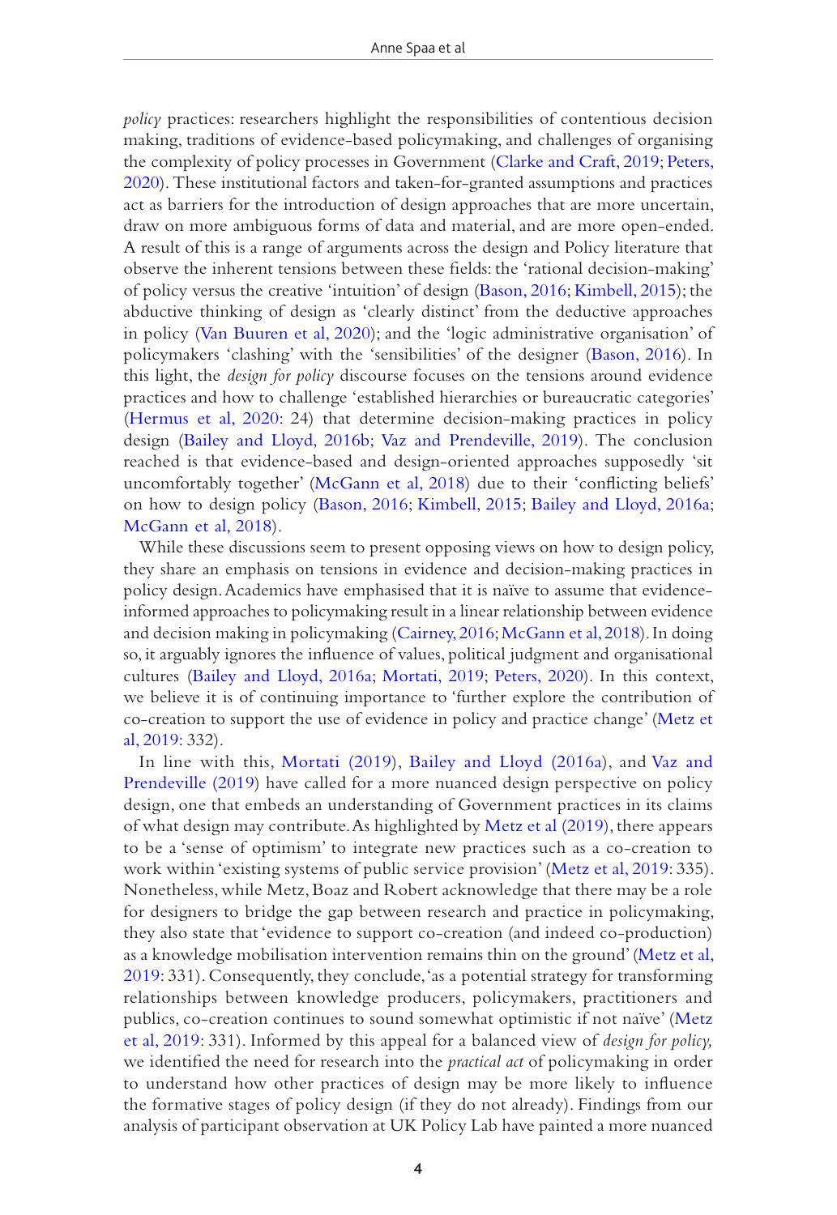*policy* practices: researchers highlight the responsibilities of contentious decision making, traditions of evidence-based policymaking, and challenges of organising the complexity of policy processes in Government (Clarke and Craft, 2019; Peters, 2020). These institutional factors and taken-for-granted assumptions and practices act as barriers for the introduction of design approaches that are more uncertain, draw on more ambiguous forms of data and material, and are more open-ended. A result of this is a range of arguments across the design and Policy literature that observe the inherent tensions between these fields: the 'rational decision-making' of policy versus the creative 'intuition' of design (Bason, 2016; Kimbell, 2015); the abductive thinking of design as 'clearly distinct' from the deductive approaches in policy (Van Buuren et al, 2020); and the 'logic administrative organisation' of policymakers 'clashing' with the 'sensibilities' of the designer (Bason, 2016). In this light, the *design for policy* discourse focuses on the tensions around evidence practices and how to challenge 'established hierarchies or bureaucratic categories' (Hermus et al, 2020: 24) that determine decision-making practices in policy design (Bailey and Lloyd, 2016b; Vaz and Prendeville, 2019). The conclusion reached is that evidence-based and design-oriented approaches supposedly 'sit uncomfortably together' (McGann et al, 2018) due to their 'conflicting beliefs' on how to design policy (Bason, 2016; Kimbell, 2015; Bailey and Lloyd, 2016a; McGann et al, 2018).

While these discussions seem to present opposing views on how to design policy, they share an emphasis on tensions in evidence and decision-making practices in policy design. Academics have emphasised that it is naïve to assume that evidence-informed approaches to policymaking result in a linear relationship between evidence and decision making in policymaking (Cairney, 2016; McGann et al, 2018). In doing so, it arguably ignores the influence of values, political judgment and organisational cultures (Bailey and Lloyd, 2016a; Mortati, 2019; Peters, 2020). In this context, we believe it is of continuing importance to 'further explore the contribution of co-creation to support the use of evidence in policy and practice change' (Metz et al, 2019: 332).

In line with this, Mortati (2019), Bailey and Lloyd (2016a), and Vaz and Prendeville (2019) have called for a more nuanced design perspective on policy design, one that embeds an understanding of Government practices in its claims of what design may contribute. As highlighted by Metz et al (2019), there appears to be a 'sense of optimism' to integrate new practices such as a co-creation to work within 'existing systems of public service provision' (Metz et al, 2019: 335). Nonetheless, while Metz, Boaz and Robert acknowledge that there may be a role for designers to bridge the gap between research and practice in policymaking, they also state that 'evidence to support co-creation (and indeed co-production) as a knowledge mobilisation intervention remains thin on the ground' (Metz et al, 2019: 331). Consequently, they conclude, 'as a potential strategy for transforming relationships between knowledge producers, policymakers, practitioners and publics, co-creation continues to sound somewhat optimistic if not naïve' (Metz et al, 2019: 331). Informed by this appeal for a balanced view of *design for policy,* we identified the need for research into the *practical act* of policymaking in order to understand how other practices of design may be more likely to influence the formative stages of policy design (if they do not already). Findings from our analysis of participant observation at UK Policy Lab have painted a more nuanced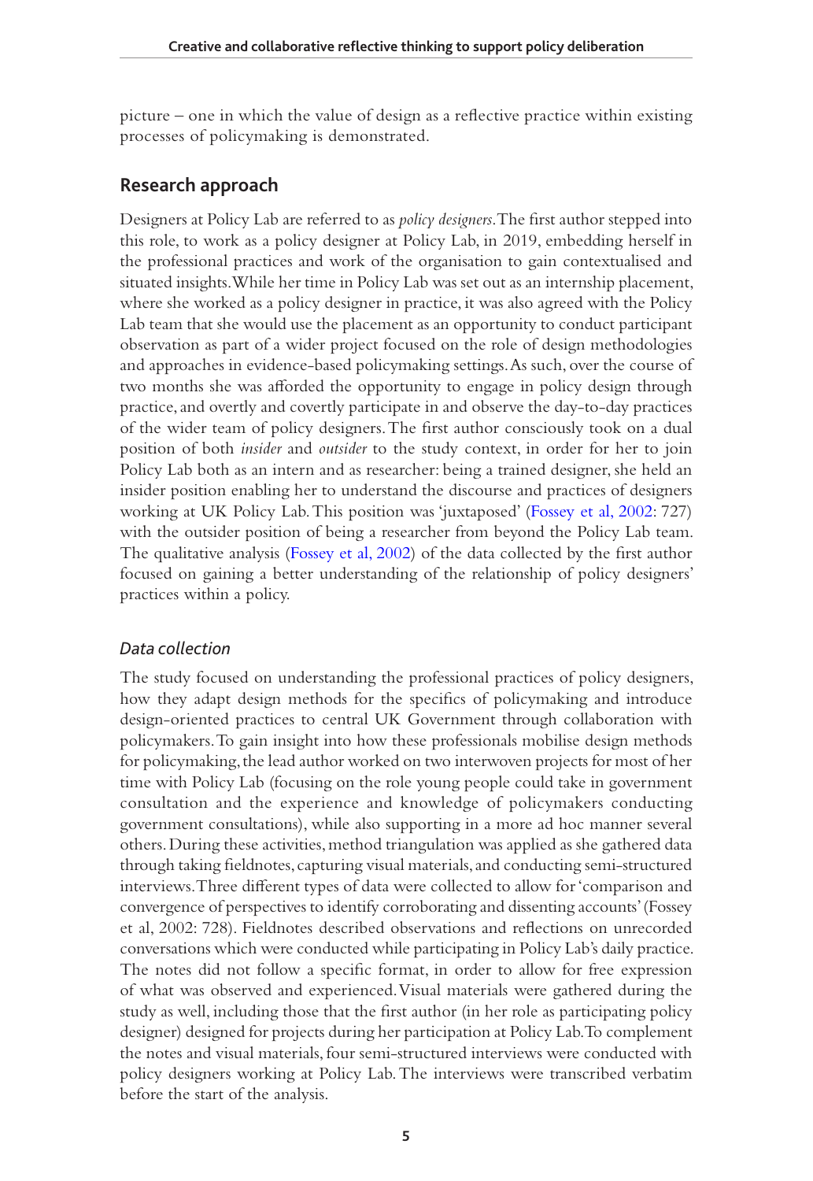picture – one in which the value of design as a reflective practice within existing processes of policymaking is demonstrated.

## Research approach

Designers at Policy Lab are referred to as *policy designers*. The first author stepped into this role, to work as a policy designer at Policy Lab, in 2019, embedding herself in the professional practices and work of the organisation to gain contextualised and situated insights. While her time in Policy Lab was set out as an internship placement, where she worked as a policy designer in practice, it was also agreed with the Policy Lab team that she would use the placement as an opportunity to conduct participant observation as part of a wider project focused on the role of design methodologies and approaches in evidence-based policymaking settings. As such, over the course of two months she was afforded the opportunity to engage in policy design through practice, and overtly and covertly participate in and observe the day-to-day practices of the wider team of policy designers. The first author consciously took on a dual position of both *insider* and *outsider* to the study context, in order for her to join Policy Lab both as an intern and as researcher: being a trained designer, she held an insider position enabling her to understand the discourse and practices of designers working at UK Policy Lab. This position was 'juxtaposed' (Fossey et al, 2002: 727) with the outsider position of being a researcher from beyond the Policy Lab team. The qualitative analysis (Fossey et al, 2002) of the data collected by the first author focused on gaining a better understanding of the relationship of policy designers' practices within a policy.

### *Data collection*

The study focused on understanding the professional practices of policy designers, how they adapt design methods for the specifics of policymaking and introduce design-oriented practices to central UK Government through collaboration with policymakers. To gain insight into how these professionals mobilise design methods for policymaking, the lead author worked on two interwoven projects for most of her time with Policy Lab (focusing on the role young people could take in government consultation and the experience and knowledge of policymakers conducting government consultations), while also supporting in a more ad hoc manner several others. During these activities, method triangulation was applied as she gathered data through taking fieldnotes, capturing visual materials, and conducting semi-structured interviews. Three different types of data were collected to allow for 'comparison and convergence of perspectives to identify corroborating and dissenting accounts' (Fossey et al, 2002: 728). Fieldnotes described observations and reflections on unrecorded conversations which were conducted while participating in Policy Lab's daily practice. The notes did not follow a specific format, in order to allow for free expression of what was observed and experienced. Visual materials were gathered during the study as well, including those that the first author (in her role as participating policy designer) designed for projects during her participation at Policy Lab. To complement the notes and visual materials, four semi-structured interviews were conducted with policy designers working at Policy Lab. The interviews were transcribed verbatim before the start of the analysis.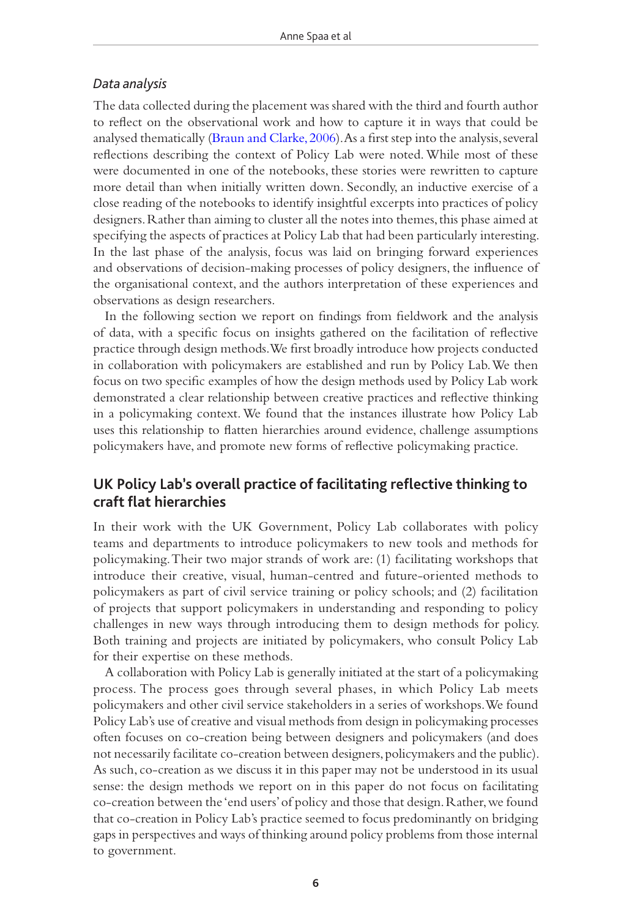### *Data analysis*

The data collected during the placement was shared with the third and fourth author to reflect on the observational work and how to capture it in ways that could be analysed thematically (Braun and Clarke, 2006). As a first step into the analysis, several reflections describing the context of Policy Lab were noted. While most of these were documented in one of the notebooks, these stories were rewritten to capture more detail than when initially written down. Secondly, an inductive exercise of a close reading of the notebooks to identify insightful excerpts into practices of policy designers. Rather than aiming to cluster all the notes into themes, this phase aimed at specifying the aspects of practices at Policy Lab that had been particularly interesting. In the last phase of the analysis, focus was laid on bringing forward experiences and observations of decision-making processes of policy designers, the influence of the organisational context, and the authors interpretation of these experiences and observations as design researchers.

In the following section we report on findings from fieldwork and the analysis of data, with a specific focus on insights gathered on the facilitation of reflective practice through design methods. We first broadly introduce how projects conducted in collaboration with policymakers are established and run by Policy Lab. We then focus on two specific examples of how the design methods used by Policy Lab work demonstrated a clear relationship between creative practices and reflective thinking in a policymaking context. We found that the instances illustrate how Policy Lab uses this relationship to flatten hierarchies around evidence, challenge assumptions policymakers have, and promote new forms of reflective policymaking practice.

## UK Policy Lab's overall practice of facilitating reflective thinking to craft flat hierarchies

In their work with the UK Government, Policy Lab collaborates with policy teams and departments to introduce policymakers to new tools and methods for policymaking. Their two major strands of work are: (1) facilitating workshops that introduce their creative, visual, human-centred and future-oriented methods to policymakers as part of civil service training or policy schools; and (2) facilitation of projects that support policymakers in understanding and responding to policy challenges in new ways through introducing them to design methods for policy. Both training and projects are initiated by policymakers, who consult Policy Lab for their expertise on these methods.

A collaboration with Policy Lab is generally initiated at the start of a policymaking process. The process goes through several phases, in which Policy Lab meets policymakers and other civil service stakeholders in a series of workshops. We found Policy Lab's use of creative and visual methods from design in policymaking processes often focuses on co-creation being between designers and policymakers (and does not necessarily facilitate co-creation between designers, policymakers and the public). As such, co-creation as we discuss it in this paper may not be understood in its usual sense: the design methods we report on in this paper do not focus on facilitating co-creation between the 'end users' of policy and those that design. Rather, we found that co-creation in Policy Lab's practice seemed to focus predominantly on bridging gaps in perspectives and ways of thinking around policy problems from those internal to government.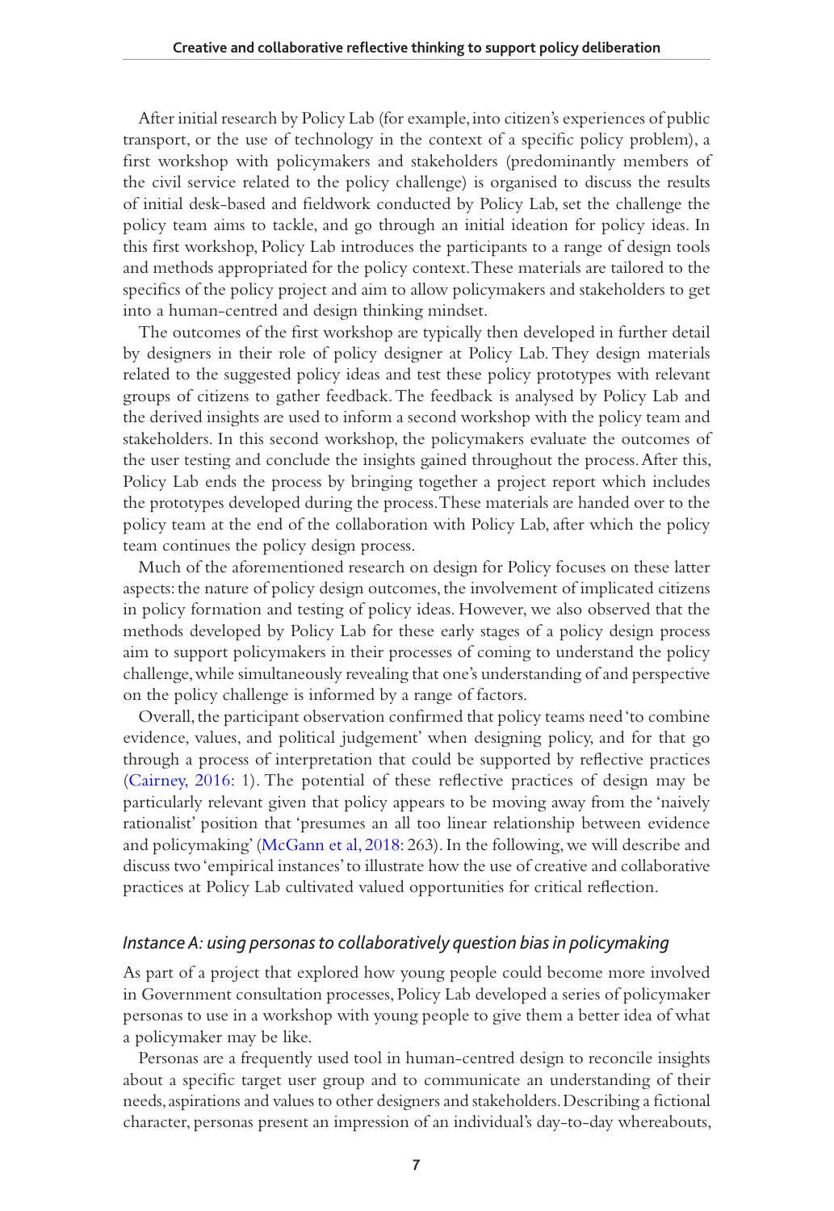After initial research by Policy Lab (for example, into citizen's experiences of public transport, or the use of technology in the context of a specific policy problem), a first workshop with policymakers and stakeholders (predominantly members of the civil service related to the policy challenge) is organised to discuss the results of initial desk-based and fieldwork conducted by Policy Lab, set the challenge the policy team aims to tackle, and go through an initial ideation for policy ideas. In this first workshop, Policy Lab introduces the participants to a range of design tools and methods appropriated for the policy context. These materials are tailored to the specifics of the policy project and aim to allow policymakers and stakeholders to get into a human-centred and design thinking mindset.

The outcomes of the first workshop are typically then developed in further detail by designers in their role of policy designer at Policy Lab. They design materials related to the suggested policy ideas and test these policy prototypes with relevant groups of citizens to gather feedback. The feedback is analysed by Policy Lab and the derived insights are used to inform a second workshop with the policy team and stakeholders. In this second workshop, the policymakers evaluate the outcomes of the user testing and conclude the insights gained throughout the process. After this, Policy Lab ends the process by bringing together a project report which includes the prototypes developed during the process. These materials are handed over to the policy team at the end of the collaboration with Policy Lab, after which the policy team continues the policy design process.

Much of the aforementioned research on design for Policy focuses on these latter aspects: the nature of policy design outcomes, the involvement of implicated citizens in policy formation and testing of policy ideas. However, we also observed that the methods developed by Policy Lab for these early stages of a policy design process aim to support policymakers in their processes of coming to understand the policy challenge, while simultaneously revealing that one's understanding of and perspective on the policy challenge is informed by a range of factors.

Overall, the participant observation confirmed that policy teams need 'to combine evidence, values, and political judgement' when designing policy, and for that go through a process of interpretation that could be supported by reflective practices (Cairney, 2016: 1). The potential of these reflective practices of design may be particularly relevant given that policy appears to be moving away from the 'naively rationalist' position that 'presumes an all too linear relationship between evidence and policymaking' (McGann et al, 2018: 263). In the following, we will describe and discuss two 'empirical instances' to illustrate how the use of creative and collaborative practices at Policy Lab cultivated valued opportunities for critical reflection.

### *Instance A: using personas to collaboratively question bias in policymaking*

As part of a project that explored how young people could become more involved in Government consultation processes, Policy Lab developed a series of policymaker personas to use in a workshop with young people to give them a better idea of what a policymaker may be like.

Personas are a frequently used tool in human-centred design to reconcile insights about a specific target user group and to communicate an understanding of their needs, aspirations and values to other designers and stakeholders. Describing a fictional character, personas present an impression of an individual's day-to-day whereabouts,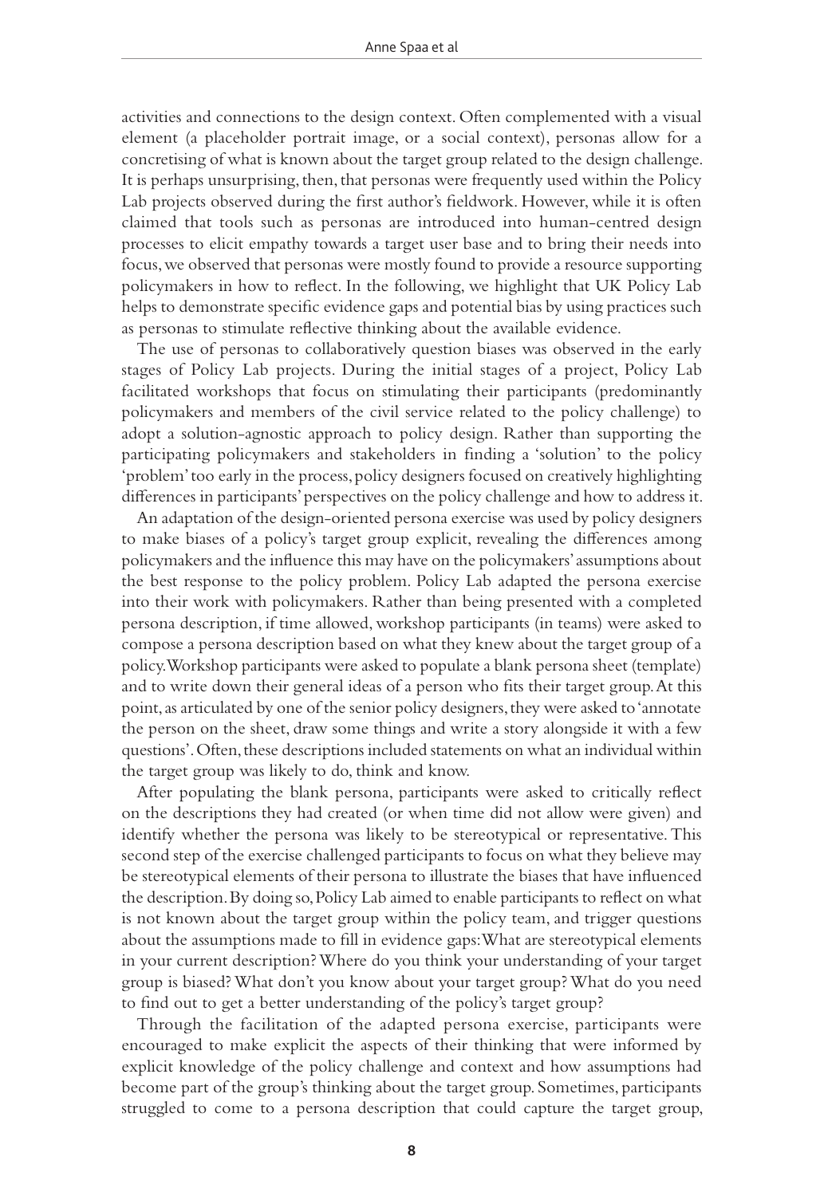activities and connections to the design context. Often complemented with a visual element (a placeholder portrait image, or a social context), personas allow for a concretising of what is known about the target group related to the design challenge. It is perhaps unsurprising, then, that personas were frequently used within the Policy Lab projects observed during the first author's fieldwork. However, while it is often claimed that tools such as personas are introduced into human-centred design processes to elicit empathy towards a target user base and to bring their needs into focus, we observed that personas were mostly found to provide a resource supporting policymakers in how to reflect. In the following, we highlight that UK Policy Lab helps to demonstrate specific evidence gaps and potential bias by using practices such as personas to stimulate reflective thinking about the available evidence.

The use of personas to collaboratively question biases was observed in the early stages of Policy Lab projects. During the initial stages of a project, Policy Lab facilitated workshops that focus on stimulating their participants (predominantly policymakers and members of the civil service related to the policy challenge) to adopt a solution-agnostic approach to policy design. Rather than supporting the participating policymakers and stakeholders in finding a 'solution' to the policy 'problem' too early in the process, policy designers focused on creatively highlighting differences in participants' perspectives on the policy challenge and how to address it.

An adaptation of the design-oriented persona exercise was used by policy designers to make biases of a policy's target group explicit, revealing the differences among policymakers and the influence this may have on the policymakers' assumptions about the best response to the policy problem. Policy Lab adapted the persona exercise into their work with policymakers. Rather than being presented with a completed persona description, if time allowed, workshop participants (in teams) were asked to compose a persona description based on what they knew about the target group of a policy. Workshop participants were asked to populate a blank persona sheet (template) and to write down their general ideas of a person who fits their target group. At this point, as articulated by one of the senior policy designers, they were asked to 'annotate the person on the sheet, draw some things and write a story alongside it with a few questions'. Often, these descriptions included statements on what an individual within the target group was likely to do, think and know.

After populating the blank persona, participants were asked to critically reflect on the descriptions they had created (or when time did not allow were given) and identify whether the persona was likely to be stereotypical or representative. This second step of the exercise challenged participants to focus on what they believe may be stereotypical elements of their persona to illustrate the biases that have influenced the description. By doing so, Policy Lab aimed to enable participants to reflect on what is not known about the target group within the policy team, and trigger questions about the assumptions made to fill in evidence gaps: What are stereotypical elements in your current description? Where do you think your understanding of your target group is biased? What don't you know about your target group? What do you need to find out to get a better understanding of the policy's target group?

Through the facilitation of the adapted persona exercise, participants were encouraged to make explicit the aspects of their thinking that were informed by explicit knowledge of the policy challenge and context and how assumptions had become part of the group's thinking about the target group. Sometimes, participants struggled to come to a persona description that could capture the target group,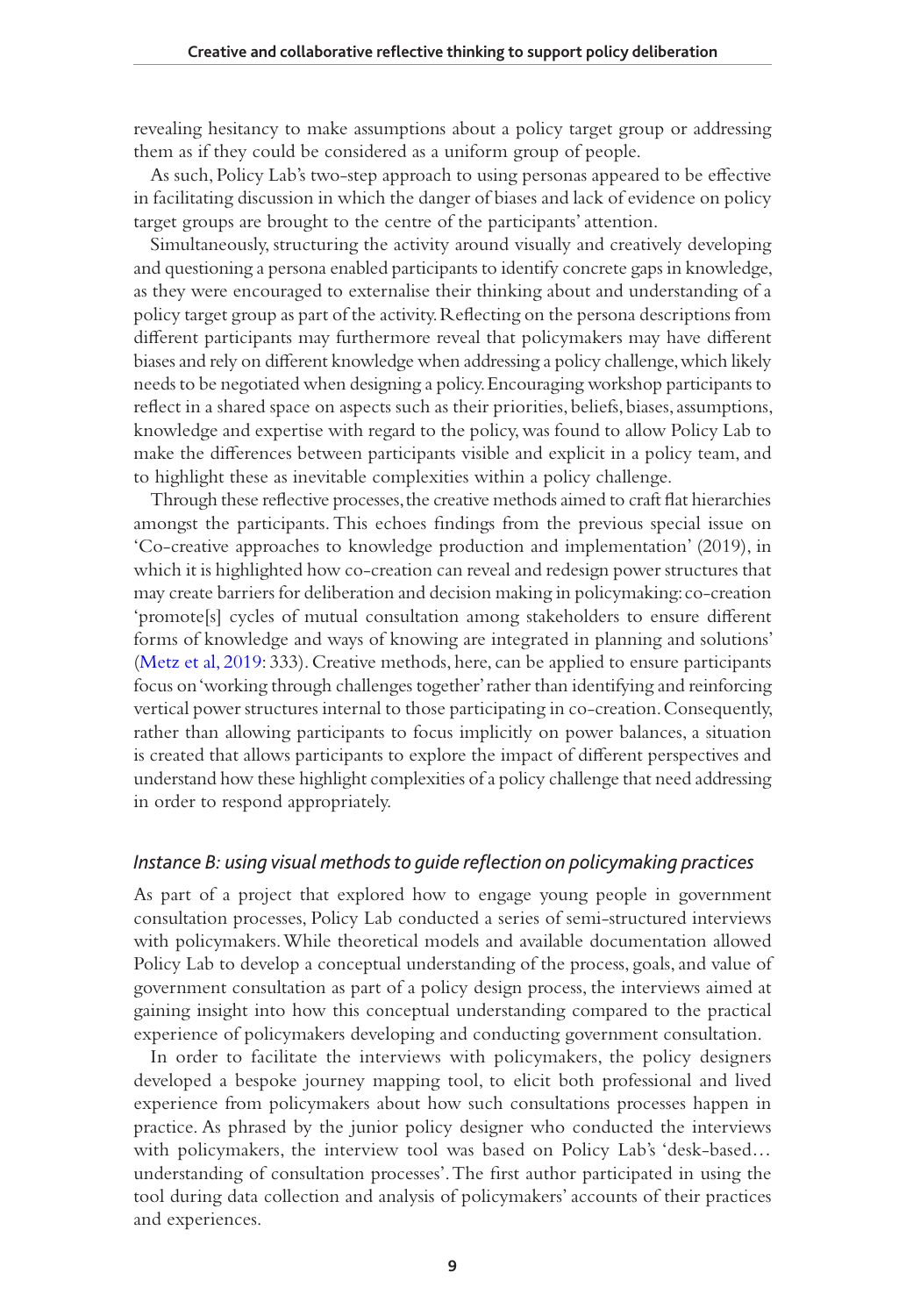revealing hesitancy to make assumptions about a policy target group or addressing them as if they could be considered as a uniform group of people.

As such, Policy Lab's two-step approach to using personas appeared to be effective in facilitating discussion in which the danger of biases and lack of evidence on policy target groups are brought to the centre of the participants' attention.

Simultaneously, structuring the activity around visually and creatively developing and questioning a persona enabled participants to identify concrete gaps in knowledge, as they were encouraged to externalise their thinking about and understanding of a policy target group as part of the activity. Reflecting on the persona descriptions from different participants may furthermore reveal that policymakers may have different biases and rely on different knowledge when addressing a policy challenge, which likely needs to be negotiated when designing a policy. Encouraging workshop participants to reflect in a shared space on aspects such as their priorities, beliefs, biases, assumptions, knowledge and expertise with regard to the policy, was found to allow Policy Lab to make the differences between participants visible and explicit in a policy team, and to highlight these as inevitable complexities within a policy challenge.

Through these reflective processes, the creative methods aimed to craft flat hierarchies amongst the participants. This echoes findings from the previous special issue on 'Co-creative approaches to knowledge production and implementation' (2019), in which it is highlighted how co-creation can reveal and redesign power structures that may create barriers for deliberation and decision making in policymaking: co-creation 'promote[s] cycles of mutual consultation among stakeholders to ensure different forms of knowledge and ways of knowing are integrated in planning and solutions' (Metz et al, 2019: 333). Creative methods, here, can be applied to ensure participants focus on 'working through challenges together' rather than identifying and reinforcing vertical power structures internal to those participating in co-creation. Consequently, rather than allowing participants to focus implicitly on power balances, a situation is created that allows participants to explore the impact of different perspectives and understand how these highlight complexities of a policy challenge that need addressing in order to respond appropriately.

### *Instance B: using visual methods to guide reflection on policymaking practices*

As part of a project that explored how to engage young people in government consultation processes, Policy Lab conducted a series of semi-structured interviews with policymakers. While theoretical models and available documentation allowed Policy Lab to develop a conceptual understanding of the process, goals, and value of government consultation as part of a policy design process, the interviews aimed at gaining insight into how this conceptual understanding compared to the practical experience of policymakers developing and conducting government consultation.

In order to facilitate the interviews with policymakers, the policy designers developed a bespoke journey mapping tool, to elicit both professional and lived experience from policymakers about how such consultations processes happen in practice. As phrased by the junior policy designer who conducted the interviews with policymakers, the interview tool was based on Policy Lab's 'desk-based… understanding of consultation processes'. The first author participated in using the tool during data collection and analysis of policymakers' accounts of their practices and experiences.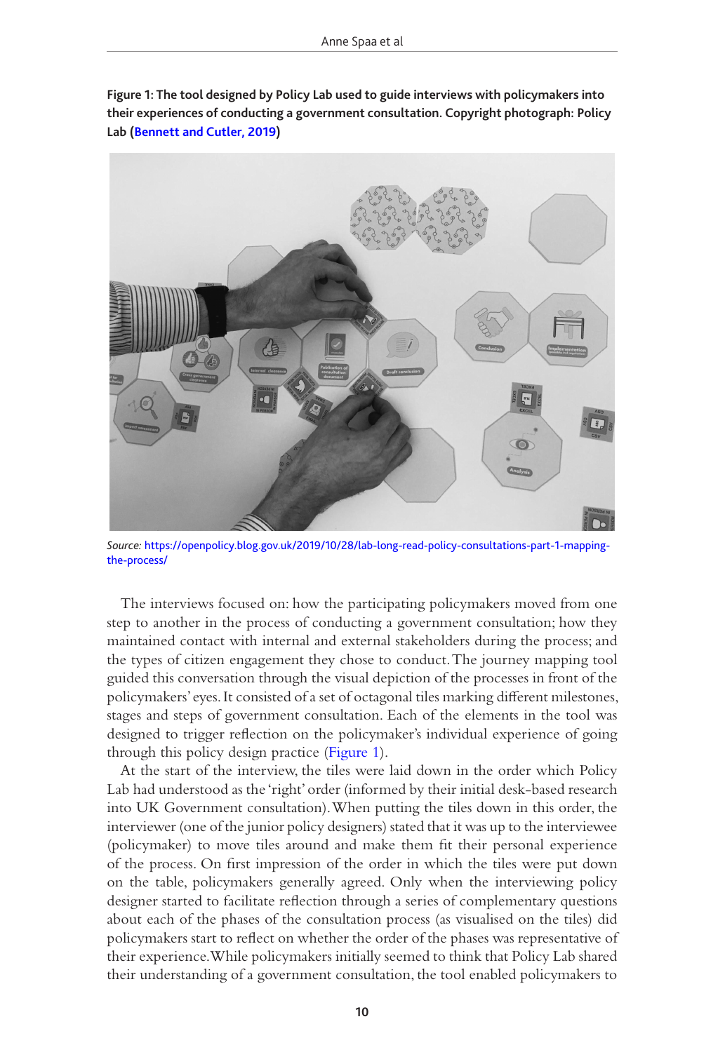**Figure 1: The tool designed by Policy Lab used to guide interviews with policymakers into their experiences of conducting a government consultation. Copyright photograph: Policy Lab (Bennett and Cutler, 2019)**

*Source:* https://openpolicy.blog.gov.uk/2019/10/28/lab-long-read-policy-consultations-part-1-mapping-the-process/

The interviews focused on: how the participating policymakers moved from one step to another in the process of conducting a government consultation; how they maintained contact with internal and external stakeholders during the process; and the types of citizen engagement they chose to conduct. The journey mapping tool guided this conversation through the visual depiction of the processes in front of the policymakers' eyes. It consisted of a set of octagonal tiles marking different milestones, stages and steps of government consultation. Each of the elements in the tool was designed to trigger reflection on the policymaker's individual experience of going through this policy design practice (Figure 1).

At the start of the interview, the tiles were laid down in the order which Policy Lab had understood as the 'right' order (informed by their initial desk-based research into UK Government consultation). When putting the tiles down in this order, the interviewer (one of the junior policy designers) stated that it was up to the interviewee (policymaker) to move tiles around and make them fit their personal experience of the process. On first impression of the order in which the tiles were put down on the table, policymakers generally agreed. Only when the interviewing policy designer started to facilitate reflection through a series of complementary questions about each of the phases of the consultation process (as visualised on the tiles) did policymakers start to reflect on whether the order of the phases was representative of their experience. While policymakers initially seemed to think that Policy Lab shared their understanding of a government consultation, the tool enabled policymakers to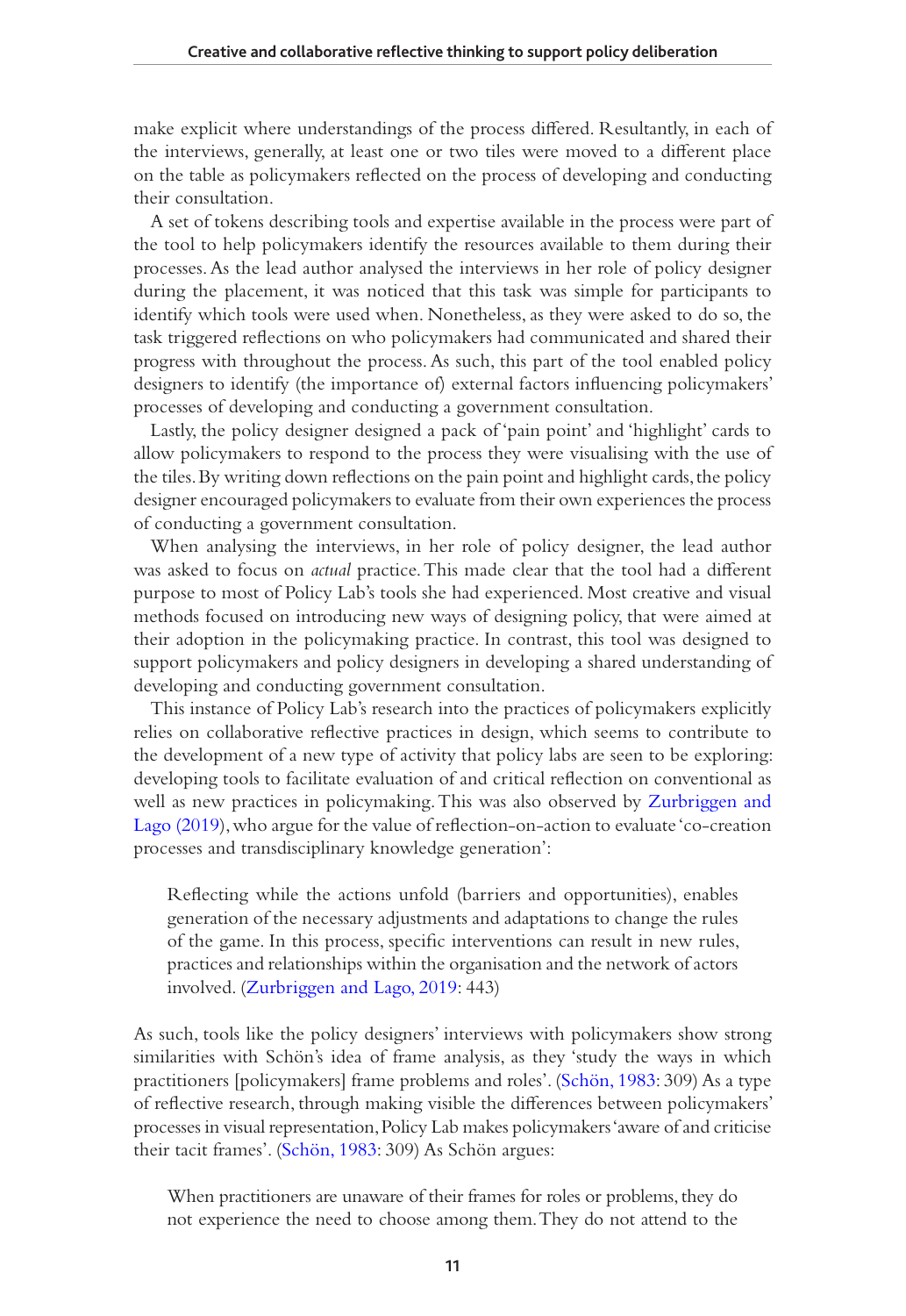make explicit where understandings of the process differed. Resultantly, in each of the interviews, generally, at least one or two tiles were moved to a different place on the table as policymakers reflected on the process of developing and conducting their consultation.

A set of tokens describing tools and expertise available in the process were part of the tool to help policymakers identify the resources available to them during their processes. As the lead author analysed the interviews in her role of policy designer during the placement, it was noticed that this task was simple for participants to identify which tools were used when. Nonetheless, as they were asked to do so, the task triggered reflections on who policymakers had communicated and shared their progress with throughout the process. As such, this part of the tool enabled policy designers to identify (the importance of) external factors influencing policymakers' processes of developing and conducting a government consultation.

Lastly, the policy designer designed a pack of 'pain point' and 'highlight' cards to allow policymakers to respond to the process they were visualising with the use of the tiles. By writing down reflections on the pain point and highlight cards, the policy designer encouraged policymakers to evaluate from their own experiences the process of conducting a government consultation.

When analysing the interviews, in her role of policy designer, the lead author was asked to focus on *actual* practice. This made clear that the tool had a different purpose to most of Policy Lab's tools she had experienced. Most creative and visual methods focused on introducing new ways of designing policy, that were aimed at their adoption in the policymaking practice. In contrast, this tool was designed to support policymakers and policy designers in developing a shared understanding of developing and conducting government consultation.

This instance of Policy Lab's research into the practices of policymakers explicitly relies on collaborative reflective practices in design, which seems to contribute to the development of a new type of activity that policy labs are seen to be exploring: developing tools to facilitate evaluation of and critical reflection on conventional as well as new practices in policymaking. This was also observed by Zurbriggen and Lago (2019), who argue for the value of reflection-on-action to evaluate 'co-creation processes and transdisciplinary knowledge generation':

> Reflecting while the actions unfold (barriers and opportunities), enables generation of the necessary adjustments and adaptations to change the rules of the game. In this process, specific interventions can result in new rules, practices and relationships within the organisation and the network of actors involved. (Zurbriggen and Lago, 2019: 443)

As such, tools like the policy designers' interviews with policymakers show strong similarities with Schön's idea of frame analysis, as they 'study the ways in which practitioners [policymakers] frame problems and roles'. (Schön, 1983: 309) As a type of reflective research, through making visible the differences between policymakers' processes in visual representation, Policy Lab makes policymakers 'aware of and criticise their tacit frames'. (Schön, 1983: 309) As Schön argues:

> When practitioners are unaware of their frames for roles or problems, they do not experience the need to choose among them. They do not attend to the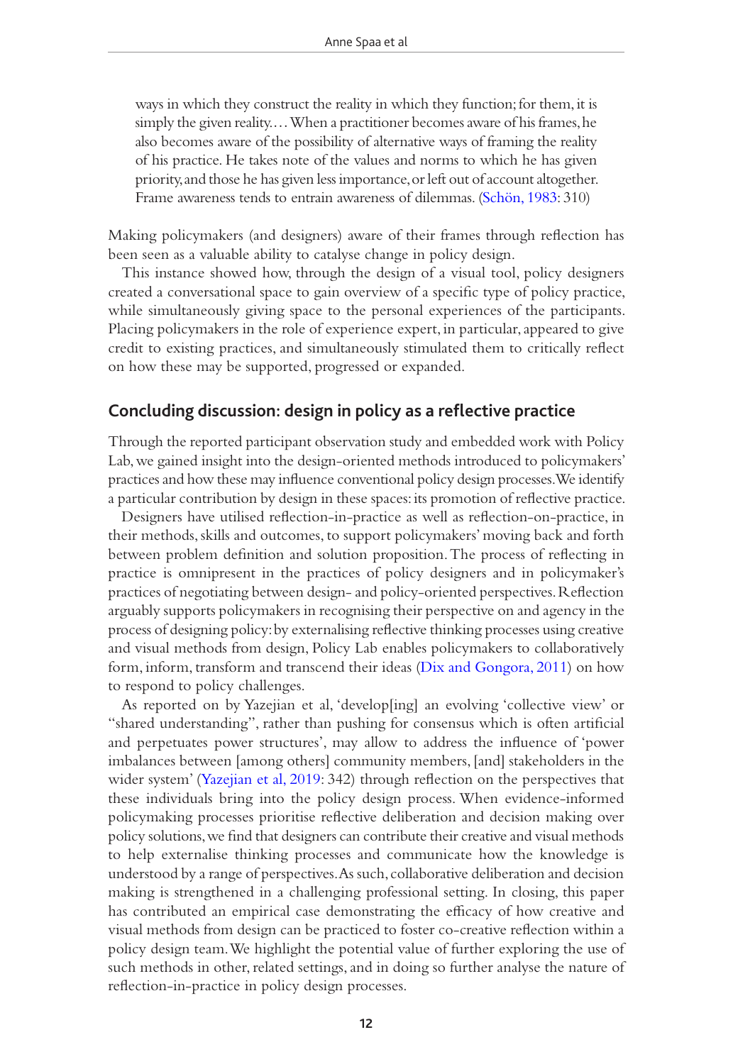> ways in which they construct the reality in which they function; for them, it is simply the given reality.... When a practitioner becomes aware of his frames, he also becomes aware of the possibility of alternative ways of framing the reality of his practice. He takes note of the values and norms to which he has given priority, and those he has given less importance, or left out of account altogether. Frame awareness tends to entrain awareness of dilemmas. (Schön, 1983: 310)

Making policymakers (and designers) aware of their frames through reflection has been seen as a valuable ability to catalyse change in policy design.

This instance showed how, through the design of a visual tool, policy designers created a conversational space to gain overview of a specific type of policy practice, while simultaneously giving space to the personal experiences of the participants. Placing policymakers in the role of experience expert, in particular, appeared to give credit to existing practices, and simultaneously stimulated them to critically reflect on how these may be supported, progressed or expanded.

## Concluding discussion: design in policy as a reflective practice

Through the reported participant observation study and embedded work with Policy Lab, we gained insight into the design-oriented methods introduced to policymakers' practices and how these may influence conventional policy design processes. We identify a particular contribution by design in these spaces: its promotion of reflective practice.

Designers have utilised reflection-in-practice as well as reflection-on-practice, in their methods, skills and outcomes, to support policymakers' moving back and forth between problem definition and solution proposition. The process of reflecting in practice is omnipresent in the practices of policy designers and in policymaker's practices of negotiating between design- and policy-oriented perspectives. Reflection arguably supports policymakers in recognising their perspective on and agency in the process of designing policy: by externalising reflective thinking processes using creative and visual methods from design, Policy Lab enables policymakers to collaboratively form, inform, transform and transcend their ideas (Dix and Gongora, 2011) on how to respond to policy challenges.

As reported on by Yazejian et al, 'develop[ing] an evolving 'collective view' or "shared understanding", rather than pushing for consensus which is often artificial and perpetuates power structures', may allow to address the influence of 'power imbalances between [among others] community members, [and] stakeholders in the wider system' (Yazejian et al, 2019: 342) through reflection on the perspectives that these individuals bring into the policy design process. When evidence-informed policymaking processes prioritise reflective deliberation and decision making over policy solutions, we find that designers can contribute their creative and visual methods to help externalise thinking processes and communicate how the knowledge is understood by a range of perspectives. As such, collaborative deliberation and decision making is strengthened in a challenging professional setting. In closing, this paper has contributed an empirical case demonstrating the efficacy of how creative and visual methods from design can be practiced to foster co-creative reflection within a policy design team. We highlight the potential value of further exploring the use of such methods in other, related settings, and in doing so further analyse the nature of reflection-in-practice in policy design processes.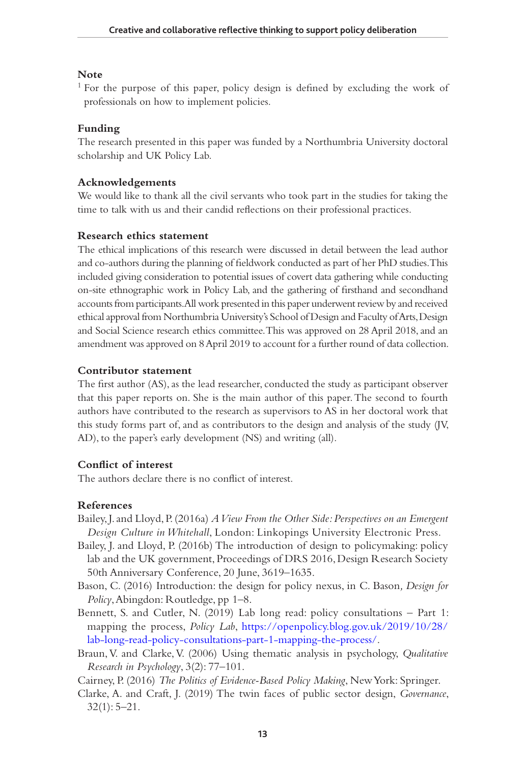### Note

[1] For the purpose of this paper, policy design is defined by excluding the work of professionals on how to implement policies.

### Funding

The research presented in this paper was funded by a Northumbria University doctoral scholarship and UK Policy Lab.

### Acknowledgements

We would like to thank all the civil servants who took part in the studies for taking the time to talk with us and their candid reflections on their professional practices.

### Research ethics statement

The ethical implications of this research were discussed in detail between the lead author and co-authors during the planning of fieldwork conducted as part of her PhD studies. This included giving consideration to potential issues of covert data gathering while conducting on-site ethnographic work in Policy Lab, and the gathering of firsthand and secondhand accounts from participants. All work presented in this paper underwent review by and received ethical approval from Northumbria University's School of Design and Faculty of Arts, Design and Social Science research ethics committee. This was approved on 28 April 2018, and an amendment was approved on 8 April 2019 to account for a further round of data collection.

### Contributor statement

The first author (AS), as the lead researcher, conducted the study as participant observer that this paper reports on. She is the main author of this paper. The second to fourth authors have contributed to the research as supervisors to AS in her doctoral work that this study forms part of, and as contributors to the design and analysis of the study (JV, AD), to the paper's early development (NS) and writing (all).

### Conflict of interest

The authors declare there is no conflict of interest.

### References

Bailey, J. and Lloyd, P. (2016a) *A View From the Other Side: Perspectives on an Emergent Design Culture in Whitehall*, London: Linkopings University Electronic Press.

Bailey, J. and Lloyd, P. (2016b) The introduction of design to policymaking: policy lab and the UK government, Proceedings of DRS 2016, Design Research Society 50th Anniversary Conference, 20 June, 3619–1635.

Bason, C. (2016) Introduction: the design for policy nexus, in C. Bason*, Design for Policy*, Abingdon: Routledge, pp 1–8.

Bennett, S. and Cutler, N. (2019) Lab long read: policy consultations – Part 1: mapping the process, *Policy Lab*, https://openpolicy.blog.gov.uk/2019/10/28/lab-long-read-policy-consultations-part-1-mapping-the-process/.

Braun, V. and Clarke, V. (2006) Using thematic analysis in psychology, *Qualitative Research in Psychology*, 3(2): 77–101.

Cairney, P. (2016) *The Politics of Evidence-Based Policy Making*, New York: Springer.

Clarke, A. and Craft, J. (2019) The twin faces of public sector design, *Governance*, 32(1): 5–21.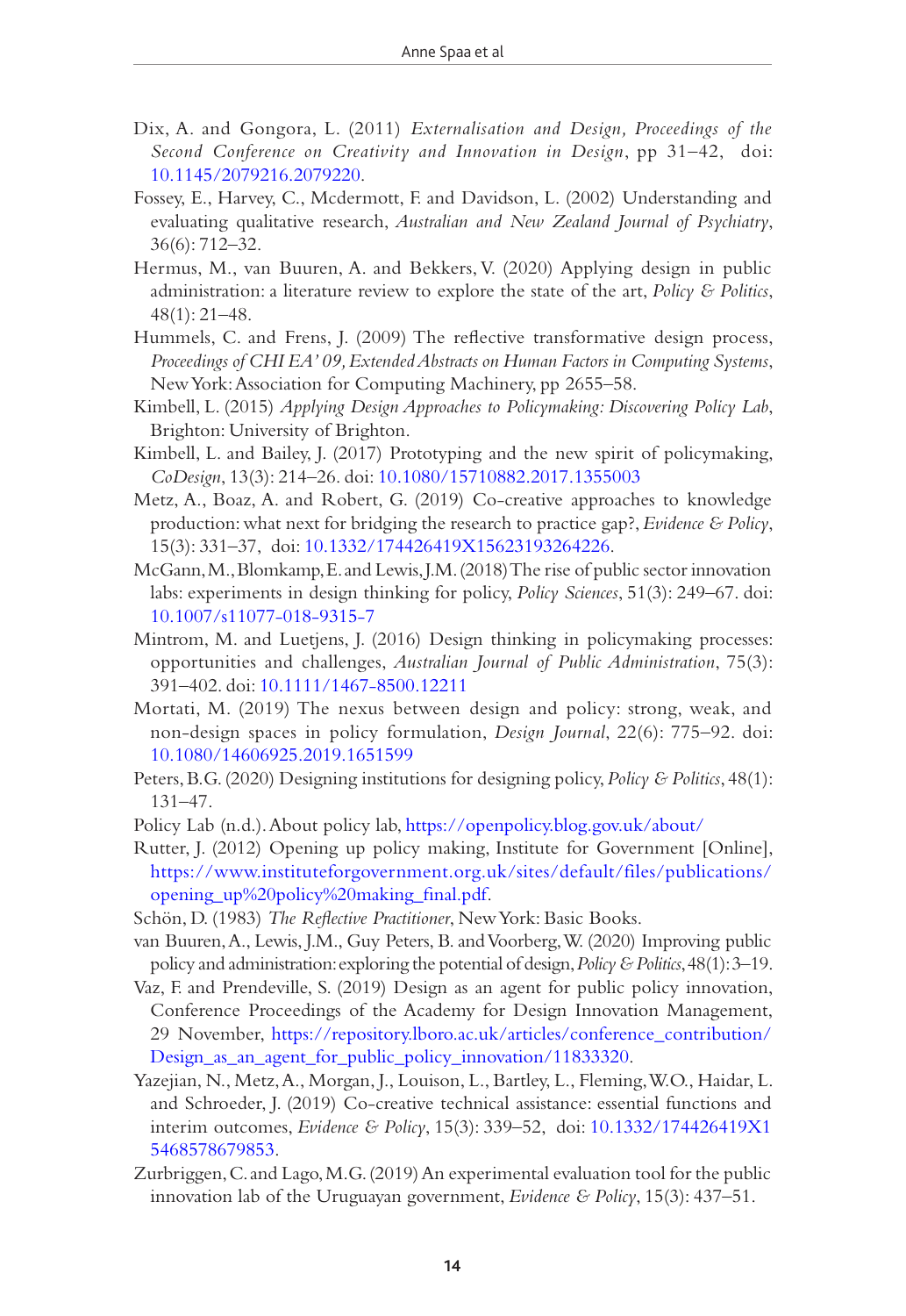Dix, A. and Gongora, L. (2011) *Externalisation and Design, Proceedings of the Second Conference on Creativity and Innovation in Design*, pp 31–42, doi: 10.1145/2079216.2079220.

Fossey, E., Harvey, C., Mcdermott, F. and Davidson, L. (2002) Understanding and evaluating qualitative research, *Australian and New Zealand Journal of Psychiatry*, 36(6): 712–32.

Hermus, M., van Buuren, A. and Bekkers, V. (2020) Applying design in public administration: a literature review to explore the state of the art, *Policy & Politics*, 48(1): 21–48.

Hummels, C. and Frens, J. (2009) The reflective transformative design process, *Proceedings of CHI EA' 09, Extended Abstracts on Human Factors in Computing Systems*, New York: Association for Computing Machinery, pp 2655–58.

Kimbell, L. (2015) *Applying Design Approaches to Policymaking: Discovering Policy Lab*, Brighton: University of Brighton.

Kimbell, L. and Bailey, J. (2017) Prototyping and the new spirit of policymaking, *CoDesign*, 13(3): 214–26. doi: 10.1080/15710882.2017.1355003

Metz, A., Boaz, A. and Robert, G. (2019) Co-creative approaches to knowledge production: what next for bridging the research to practice gap?, *Evidence & Policy*, 15(3): 331–37, doi: 10.1332/174426419X15623193264226.

McGann, M., Blomkamp, E. and Lewis, J.M. (2018) The rise of public sector innovation labs: experiments in design thinking for policy, *Policy Sciences*, 51(3): 249–67. doi: 10.1007/s11077-018-9315-7

Mintrom, M. and Luetjens, J. (2016) Design thinking in policymaking processes: opportunities and challenges, *Australian Journal of Public Administration*, 75(3): 391–402. doi: 10.1111/1467-8500.12211

Mortati, M. (2019) The nexus between design and policy: strong, weak, and non-design spaces in policy formulation, *Design Journal*, 22(6): 775–92. doi: 10.1080/14606925.2019.1651599

Peters, B.G. (2020) Designing institutions for designing policy, *Policy & Politics*, 48(1): 131–47.

Policy Lab (n.d.). About policy lab, https://openpolicy.blog.gov.uk/about/

Rutter, J. (2012) Opening up policy making, Institute for Government [Online], https://www.instituteforgovernment.org.uk/sites/default/files/publications/opening_up%20policy%20making_final.pdf.

Schön, D. (1983) *The Reflective Practitioner*, New York: Basic Books.

van Buuren, A., Lewis, J.M., Guy Peters, B. and Voorberg, W. (2020) Improving public policy and administration: exploring the potential of design, *Policy & Politics*, 48(1): 3–19.

Vaz, F. and Prendeville, S. (2019) Design as an agent for public policy innovation, Conference Proceedings of the Academy for Design Innovation Management, 29 November, https://repository.lboro.ac.uk/articles/conference_contribution/Design_as_an_agent_for_public_policy_innovation/11833320.

Yazejian, N., Metz, A., Morgan, J., Louison, L., Bartley, L., Fleming, W.O., Haidar, L. and Schroeder, J. (2019) Co-creative technical assistance: essential functions and interim outcomes, *Evidence & Policy*, 15(3): 339–52, doi: 10.1332/174426419X15468578679853.

Zurbriggen, C. and Lago, M.G. (2019) An experimental evaluation tool for the public innovation lab of the Uruguayan government, *Evidence & Policy*, 15(3): 437–51.